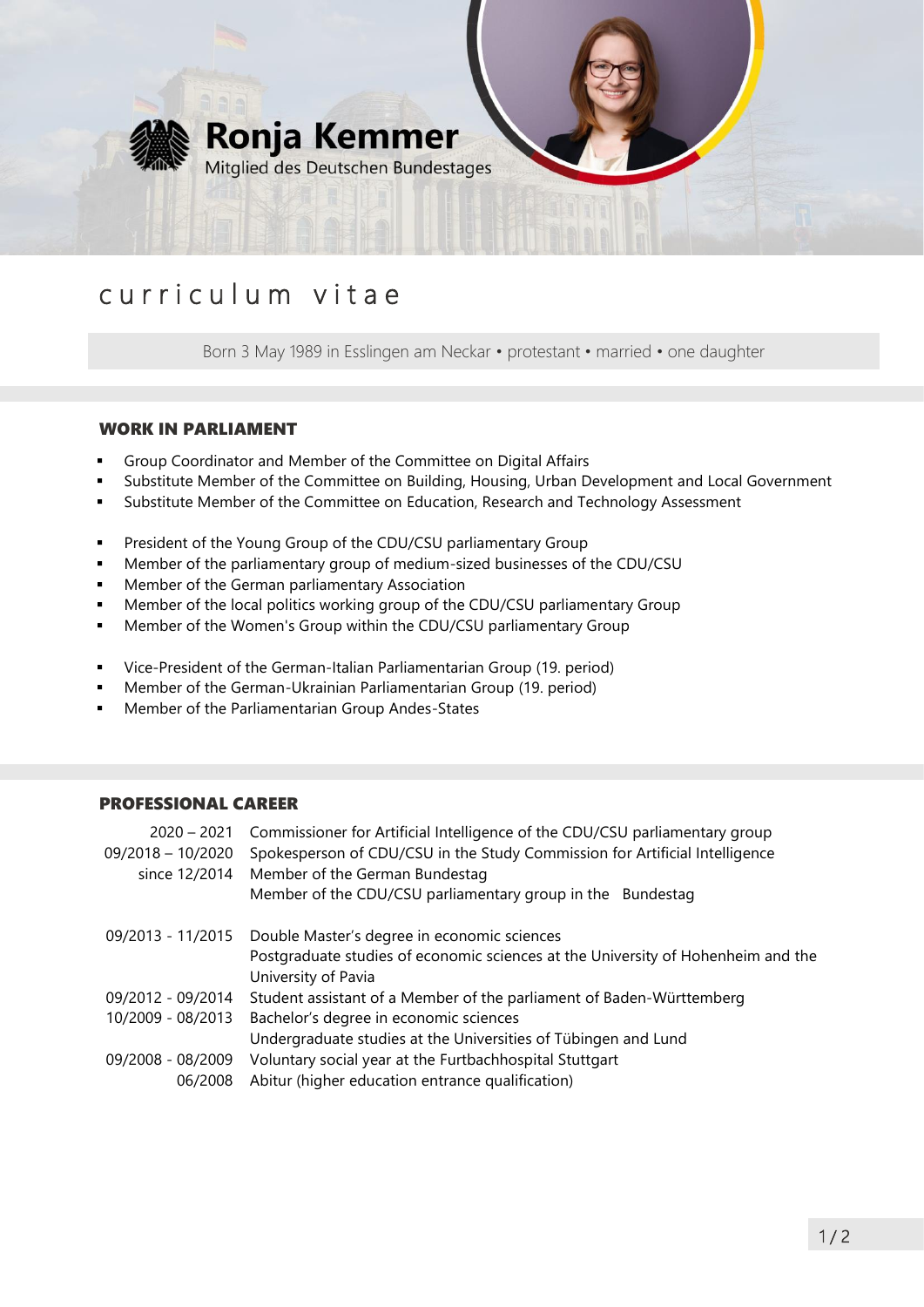# Ronja Kemmer

Mitglied des Deutschen Bundestages

## curriculum vitae

Born 3 May 1989 in Esslingen am Neckar • protestant • married • one daughter

### WORK IN PARLIAMENT

- Group Coordinator and Member of the Committee on Digital Affairs
- Substitute Member of the Committee on Building, Housing, Urban Development and Local Government
- Substitute Member of the Committee on Education, Research and Technology Assessment

- President of the Young Group of the CDU/CSU parliamentary Group
- Member of the parliamentary group of medium-sized businesses of the CDU/CSU
- Member of the German parliamentary Association
- Member of the local politics working group of the CDU/CSU parliamentary Group
- Member of the Women's Group within the CDU/CSU parliamentary Group

- Vice-President of the German-Italian Parliamentarian Group (19. period)
- Member of the German-Ukrainian Parliamentarian Group (19. period)
- Member of the Parliamentarian Group Andes-States

### PROFESSIONAL CAREER

| | |
|---|---|
| 2020 – 2021 | Commissioner for Artificial Intelligence of the CDU/CSU parliamentary group |
| 09/2018 – 10/2020 | Spokesperson of CDU/CSU in the Study Commission for Artificial Intelligence |
| since 12/2014 | Member of the German Bundestag |
| | Member of the CDU/CSU parliamentary group in the Bundestag |
| 09/2013 - 11/2015 | Double Master's degree in economic sciences<br>Postgraduate studies of economic sciences at the University of Hohenheim and the University of Pavia |
| 09/2012 - 09/2014 | Student assistant of a Member of the parliament of Baden-Württemberg |
| 10/2009 - 08/2013 | Bachelor's degree in economic sciences<br>Undergraduate studies at the Universities of Tübingen and Lund |
| 09/2008 - 08/2009 | Voluntary social year at the Furtbachhospital Stuttgart |
| 06/2008 | Abitur (higher education entrance qualification) |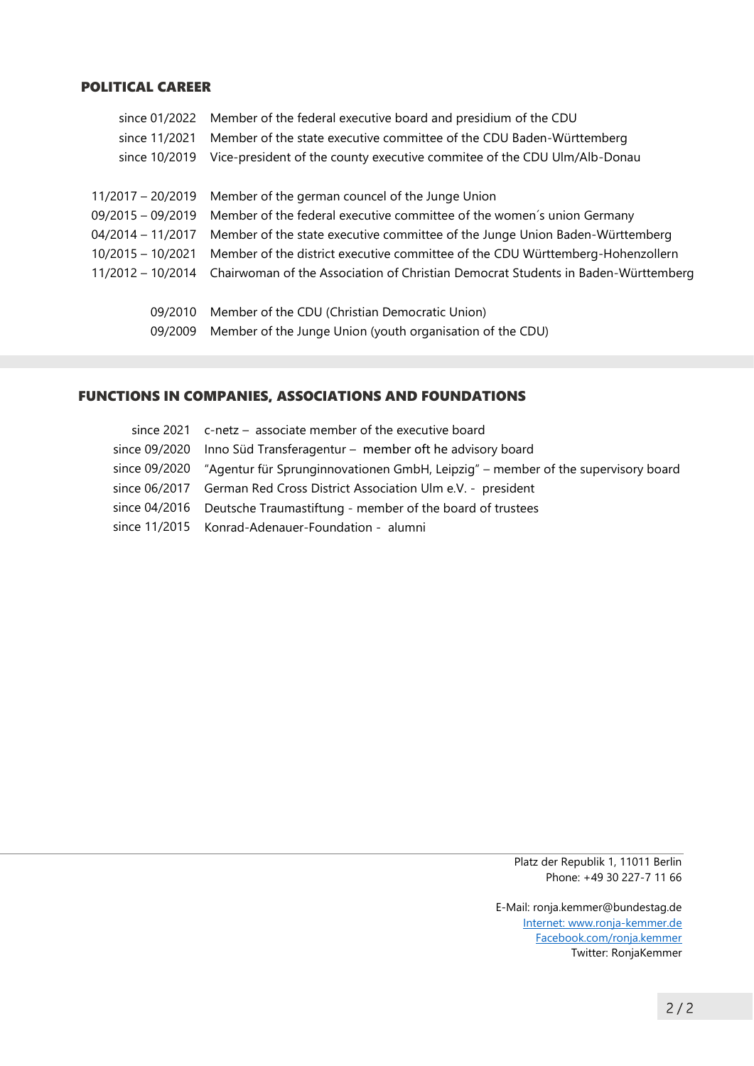## POLITICAL CAREER

| | |
|---|---|
| since 01/2022 | Member of the federal executive board and presidium of the CDU |
| since 11/2021 | Member of the state executive committee of the CDU Baden-Württemberg |
| since 10/2019 | Vice-president of the county executive commitee of the CDU Ulm/Alb-Donau |
| 11/2017 – 20/2019 | Member of the german councel of the Junge Union |
| 09/2015 – 09/2019 | Member of the federal executive committee of the women´s union Germany |
| 04/2014 – 11/2017 | Member of the state executive committee of the Junge Union Baden-Württemberg |
| 10/2015 – 10/2021 | Member of the district executive committee of the CDU Württemberg-Hohenzollern |
| 11/2012 – 10/2014 | Chairwoman of the Association of Christian Democrat Students in Baden-Württemberg |
| 09/2010 | Member of the CDU (Christian Democratic Union) |
| 09/2009 | Member of the Junge Union (youth organisation of the CDU) |

## FUNCTIONS IN COMPANIES, ASSOCIATIONS AND FOUNDATIONS

| | |
|---|---|
| since 2021 | c-netz – associate member of the executive board |
| since 09/2020 | Inno Süd Transferagentur – member oft he advisory board |
| since 09/2020 | "Agentur für Sprunginnovationen GmbH, Leipzig" – member of the supervisory board |
| since 06/2017 | German Red Cross District Association Ulm e.V. - president |
| since 04/2016 | Deutsche Traumastiftung - member of the board of trustees |
| since 11/2015 | Konrad-Adenauer-Foundation - alumni |

Platz der Republik 1, 11011 Berlin
Phone: +49 30 227-7 11 66

E-Mail: ronja.kemmer@bundestag.de
Internet: www.ronja-kemmer.de
Facebook.com/ronja.kemmer
Twitter: RonjaKemmer